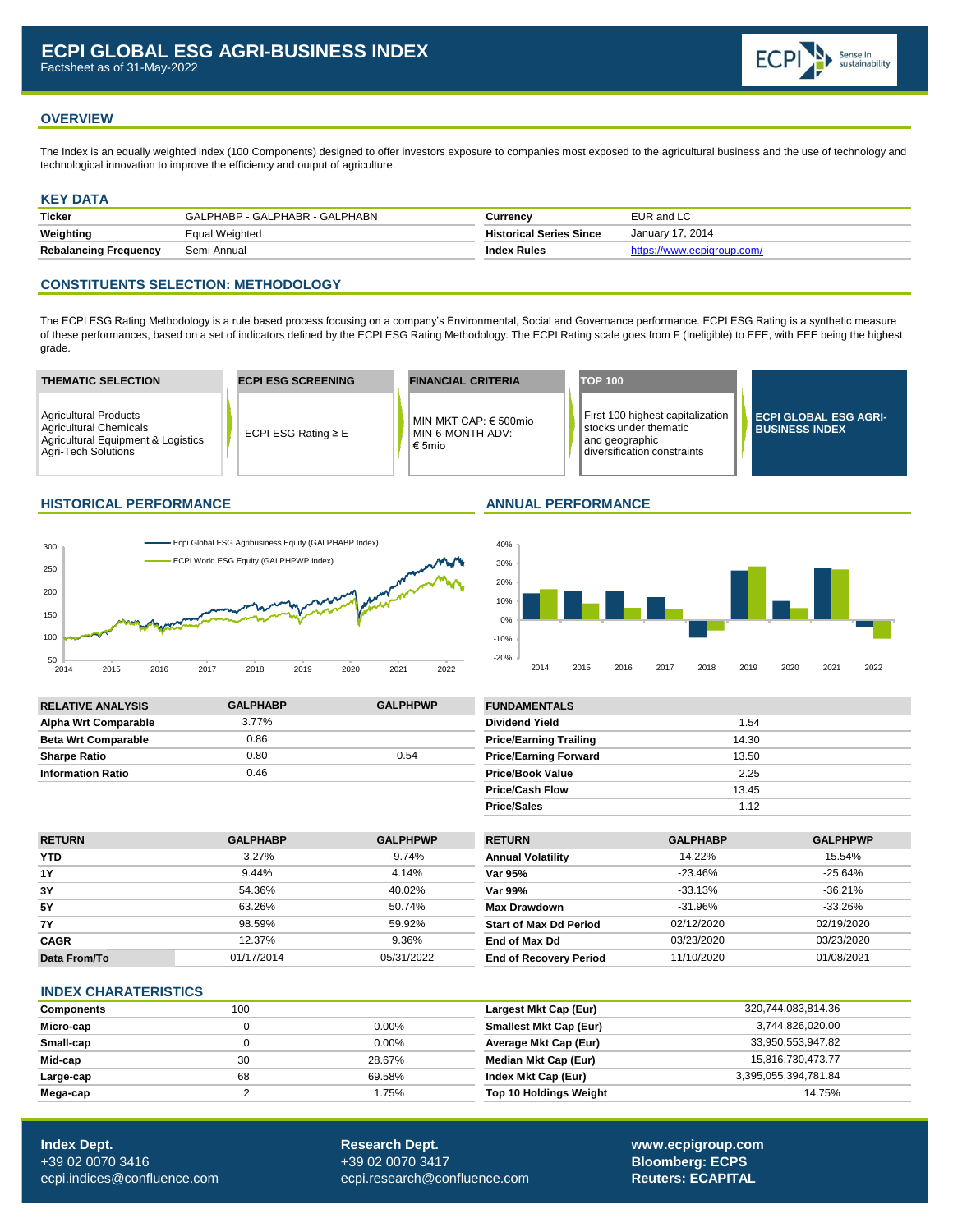# ECPI GLOBAL ESG AGRI-BUSINESS INDEX

Factsheet as of 31-May-2022

## OVERVIEW

The Index is an equally weighted index (100 Components) designed to offer investors exposure to companies most exposed to the agricultural business and the use of technology and technological innovation to improve the efficiency and output of agriculture.

## KEY DATA

| | | | |
|---|---|---|---|
| **Ticker** | GALPHABP - GALPHABR - GALPHABN | **Currency** | EUR and LC |
| **Weighting** | Equal Weighted | **Historical Series Since** | January 17, 2014 |
| **Rebalancing Frequency** | Semi Annual | **Index Rules** | https://www.ecpigroup.com/ |

## CONSTITUENTS SELECTION: METHODOLOGY

The ECPI ESG Rating Methodology is a rule based process focusing on a company's Environmental, Social and Governance performance. ECPI ESG Rating is a synthetic measure of these performances, based on a set of indicators defined by the ECPI ESG Rating Methodology. The ECPI Rating scale goes from F (Ineligible) to EEE, with EEE being the highest grade.

| THEMATIC SELECTION | ECPI ESG SCREENING | FINANCIAL CRITERIA | TOP 100 | |
|---|---|---|---|---|
| Agricultural Products<br>Agricultural Chemicals<br>Agricultural Equipment & Logistics<br>Agri-Tech Solutions | ECPI ESG Rating ≥ E- | MIN MKT CAP: € 500mio<br>MIN 6-MONTH ADV: € 5mio | First 100 highest capitalization stocks under thematic and geographic diversification constraints | **ECPI GLOBAL ESG AGRI-BUSINESS INDEX** |

## HISTORICAL PERFORMANCE

Ecpi Global ESG Agribusiness Equity (GALPHABP Index)
ECPI World ESG Equity (GALPHPWP Index)

## ANNUAL PERFORMANCE

| RELATIVE ANALYSIS | GALPHABP | GALPHPWP |
|---|---|---|
| **Alpha Wrt Comparable** | 3.77% | |
| **Beta Wrt Comparable** | 0.86 | |
| **Sharpe Ratio** | 0.80 | 0.54 |
| **Information Ratio** | 0.46 | |

| FUNDAMENTALS | |
|---|---|
| **Dividend Yield** | 1.54 |
| **Price/Earning Trailing** | 14.30 |
| **Price/Earning Forward** | 13.50 |
| **Price/Book Value** | 2.25 |
| **Price/Cash Flow** | 13.45 |
| **Price/Sales** | 1.12 |

| RETURN | GALPHABP | GALPHPWP |
|---|---|---|
| **YTD** | -3.27% | -9.74% |
| **1Y** | 9.44% | 4.14% |
| **3Y** | 54.36% | 40.02% |
| **5Y** | 63.26% | 50.74% |
| **7Y** | 98.59% | 59.92% |
| **CAGR** | 12.37% | 9.36% |
| **Data From/To** | 01/17/2014 | 05/31/2022 |

| RETURN | GALPHABP | GALPHPWP |
|---|---|---|
| **Annual Volatility** | 14.22% | 15.54% |
| **Var 95%** | -23.46% | -25.64% |
| **Var 99%** | -33.13% | -36.21% |
| **Max Drawdown** | -31.96% | -33.26% |
| **Start of Max Dd Period** | 02/12/2020 | 02/19/2020 |
| **End of Max Dd** | 03/23/2020 | 03/23/2020 |
| **End of Recovery Period** | 11/10/2020 | 01/08/2021 |

## INDEX CHARATERISTICS

| | | |
|---|---|---|
| **Components** | 100 | |
| **Micro-cap** | 0 | 0.00% |
| **Small-cap** | 0 | 0.00% |
| **Mid-cap** | 30 | 28.67% |
| **Large-cap** | 68 | 69.58% |
| **Mega-cap** | 2 | 1.75% |

| | |
|---|---|
| **Largest Mkt Cap (Eur)** | 320,744,083,814.36 |
| **Smallest Mkt Cap (Eur)** | 3,744,826,020.00 |
| **Average Mkt Cap (Eur)** | 33,950,553,947.82 |
| **Median Mkt Cap (Eur)** | 15,816,730,473.77 |
| **Index Mkt Cap (Eur)** | 3,395,055,394,781.84 |
| **Top 10 Holdings Weight** | 14.75% |

**Index Dept.**
+39 02 0070 3416
ecpi.indices@confluence.com

**Research Dept.**
+39 02 0070 3417
ecpi.research@confluence.com

**www.ecpigroup.com**
**Bloomberg: ECPS**
**Reuters: ECAPITAL**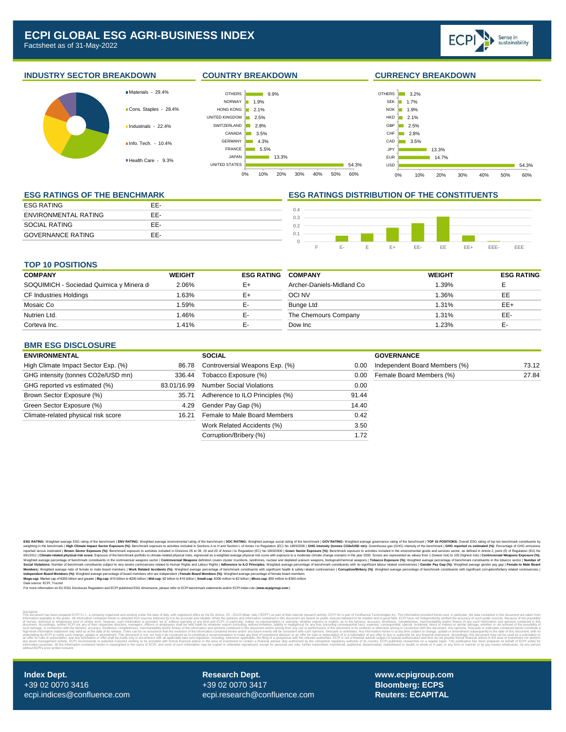# ECPI GLOBAL ESG AGRI-BUSINESS INDEX

Factsheet as of 31-May-2022

## INDUSTRY SECTOR BREAKDOWN

Materials - 29.4%
Cons. Staples - 28.4%
Industrials - 22.4%
Info. Tech. - 10.4%
Health Care - 9.3%

## COUNTRY BREAKDOWN

OTHERS 9.9%
NORWAY 1.9%
HONG KONG 2.1%
UNITED KINGDOM 2.5%
SWITZERLAND 2.8%
CANADA 3.5%
GERMANY 4.3%
FRANCE 5.5%
JAPAN 13.3%
UNITED STATES 54.3%

0% 10% 20% 30% 40% 50% 60%

## CURRENCY BREAKDOWN

OTHERS 3.2%
SEK 1.7%
NOK 1.9%
HKD 2.1%
GBP 2.5%
CHF 2.8%
CAD 3.5%
JPY 13.3%
EUR 14.7%
USD 54.3%

0% 10% 20% 30% 40% 50% 60%

## ESG RATINGS OF THE BENCHMARK

| | |
|---|---|
| ESG RATING | EE- |
| ENVIRONMENTAL RATING | EE- |
| SOCIAL RATING | EE- |
| GOVERNANCE RATING | EE- |

## ESG RATINGS DISTRIBUTION OF THE CONSTITUENTS

0.4
0.3
0.2
0.1
0

F E- E E+ EE- EE EE+ EEE- EEE

## TOP 10 POSITIONS

| COMPANY | WEIGHT | ESG RATING | COMPANY | WEIGHT | ESG RATING |
|---|---|---|---|---|---|
| SOQUIMICH - Sociedad Quimica y Minera de | 2.06% | E+ | Archer-Daniels-Midland Co | 1.39% | E |
| CF Industries Holdings | 1.63% | E+ | OCI NV | 1.36% | EE |
| Mosaic Co | 1.59% | E- | Bunge Ltd | 1.31% | EE+ |
| Nutrien Ltd. | 1.46% | E- | The Chemours Company | 1.31% | EE- |
| Corteva Inc. | 1.41% | E- | Dow Inc | 1.23% | E- |

## BMR ESG DISCLOSURE

| ENVIRONMENTAL | |
|---|---|
| High Climate Impact Sector Exp. (%) | 86.78 |
| GHG intensity (tonnes CO2e/USD mn) | 336.44 |
| GHG reported vs estimated (%) | 83.01/16.99 |
| Brown Sector Exposure (%) | 35.71 |
| Green Sector Exposure (%) | 4.29 |
| Climate-related physical risk score | 16.21 |

| SOCIAL | |
|---|---|
| Controversial Weapons Exp. (%) | 0.00 |
| Tobacco Exposure (%) | 0.00 |
| Number Social Violations | 0.00 |
| Adherence to ILO Principles (%) | 91.44 |
| Gender Pay Gap (%) | 14.40 |
| Female to Male Board Members | 0.42 |
| Work Related Accidents (%) | 3.50 |
| Corruption/Bribery (%) | 1.72 |

| GOVERNANCE | |
|---|---|
| Independent Board Members (%) | 73.12 |
| Female Board Members (%) | 27.84 |

**ESG RATING:** Weighted average ESG rating of the benchmark | **ENV RATING:** Weighted average environmental rating of the benchmark | **SOC RATING:** Weighted average social rating of the benchmark | **GOV RATING:** Weighted average governance rating of the benchmark | **TOP 10 POSITIONS:** Overall ESG rating of top ten benchmark constituents by weighting in the benchmark | **High Climate Impact Sector Exposure (%):** Benchmark exposure to activities included in Sections A to H and Section L of Annex I to Regulation (EC) No 1893/2006 | **GHG intensity (tonnes CO2e/USD mn):** Greenhouse gas (GHG) intensity of the benchmark | **GHG reported vs estimated (%):** Percentage of GHG emissions reported versus estimated | **Brown Sector Exposure (%):** Benchmark exposure to activities included in Divisions 05 to 09, 19 and 20 of Annex I to Regulation (EC) No 1893/2006 | **Green Sector Exposure (%):** Benchmark exposure to activities included in the environmental goods and services sector, as defined in Article 2, point (5) of Regulation (EU) No 691/2011 | **Climate-related physical risk score:** Exposure of the benchmark portfolio to climate-related physical risks, expressed as a weighted average physical risk score with exposure to a moderate climate change scenario in the year 2030. Scores are represented as values from 1 (lowest risk) to 100 (highest risk) | **Controversial Weapons Exposure (%):** Weighted average percentage of benchmark constituents in the controversial weapons sector | **Controversial Weapons** definition covers cluster munitions, landmines, nuclear and depleted uranium weapons, biological/chemical weapons | **Tobacco Exposure (%):** Weighted average percentage of benchmark constituents in the tobacco sector | **Number of Social Violations:** Number of benchmark constituents subject to very severe controversies related to Human Rights and Labour Rights | **Adherence to ILO Principles:** Weighted average percentage of benchmark constituents with no significant labour related controversies | **Gender Pay Gap (%):** Weighted average gender pay gap | **Female to Male Board Members:** Weighted average ratio of female to male board members | **Work Related Accidents (%):** Weighted average percentage of benchmark constituents with significant health & safety related controversies | **Corruption/Bribery (%):** Weighted average percentage of benchmark constituents with significant corruption/bribery related controversies | **Independent Board Members (%):** Weighted average percentage of board members who are independent | **Female Board Members (%):** Weighted average percentage of female board members
**Mega-cap**: Market cap of €200 billion and greater | **Big-cap**: €10 billion to €200 billion | **Mid-cap**: €2 billion to €10 billion | **Small-cap**: €300 million to €2 billion | **Micro-cap**: €50 million to €300 million
Data source: ECPI, Trucost
For more information on EU ESG Disclosure Regulation and ECPI published ESG dimensions, please refer to ECPI benchmark statements and/or ECPI Index rule (*www.ecpigroup.com*).

Disclaimer
This document has been prepared ECPI S.r.l., a company organized and existing under the laws of Italy, with registered office at Via De Amicis, 53 - 20123 Milan, Italy ("ECPI") as part of their internal research activity. ECPI Srl is part of Confluence Technologies Inc. The information provided herein and, in particular, the data contained in this document are taken from information available to the public. All information contained herein is obtained from sources believed by it to be accurate and reliable. While the opinions and information contained in this document are based on public sources believed to be reliable and in good faith, ECPI have not independently verified the accuracy of such public sources. Because of the possibility of human, technical or whatsoever kind of similar error, however, such information is provided "as is" without warranty of any kind and ECPI, in particular, makes no representation or warranty, whether express or implicit, as to the fairness, accuracy, timeliness, completeness, merchantability and/or fitness of any such information and opinions contained in this document. Accordingly, neither ECPI nor any of their respective directors, managers, officers or employees shall be held liable for whatever reason (including, without limitation, liability in negligence) for any loss (including consequential loss), expense, consequential, special, incidental, direct or indirect or similar damage, whether or not advised of the possibility of such damage, in connection with the fairness, accuracy, timeliness, completeness, merchantability and/or fitness of the information and opinions contained in this document and/or arising from any use or performance of this document or its contents or otherwise arising in connection with this document. Any opinions, forecasts or estimates herein constitute a high-level information only valid as at the date of its release. There can be no assurance that the evolution of the information contained herein and/or any future events will be consistent with such opinions, forecasts or estimates. Any information herein is at any time subject to change, update or amendment subsequently to the date of this document, with no undertaking by ECPI to notify such change, update or amendment. This document is not, nor may it be construed as to constitute a recommendation to make any kind of investment decision or an offer for sale or subscription of or a solicitation of any offer to buy or subscribe for any financial instrument. Accordingly, this document may not be used as a solicitation or an offer for sale or subscription, and any solicitation or offer shall be made only in accordance with all applicable laws and regulation, including, whenever applicable, the filing of a prospectus with the relevant authorities. ECPI is not a financial advisor subject to special authorization and thus do not provide formal financial advice in the area of investment nor perform any asset management activity. ECPI recommends to potential investors wishing to be provided with formal financial advice in the area of investment to contact a financial advisor duly authorized by the competent regulatory authority of its country. ECPI publishes researches on a regular basis. This publication has been prepared on behalf of ECPI solely for information purposes. All the information contained herein is copyrighted in the name of ECPI, and none of such information may be copied or otherwise reproduced, except for personal use only, further transmitted, transferred, published, disseminated, redistributed or resold, in whole or in part, in any form or manner or by any means whatsoever, by any person without ECPI's prior written consent.

**Index Dept.**
+39 02 0070 3416
ecpi.indices@confluence.com

**Research Dept.**
+39 02 0070 3417
ecpi.research@confluence.com

**www.ecpigroup.com**
**Bloomberg: ECPS**
**Reuters: ECAPITAL**